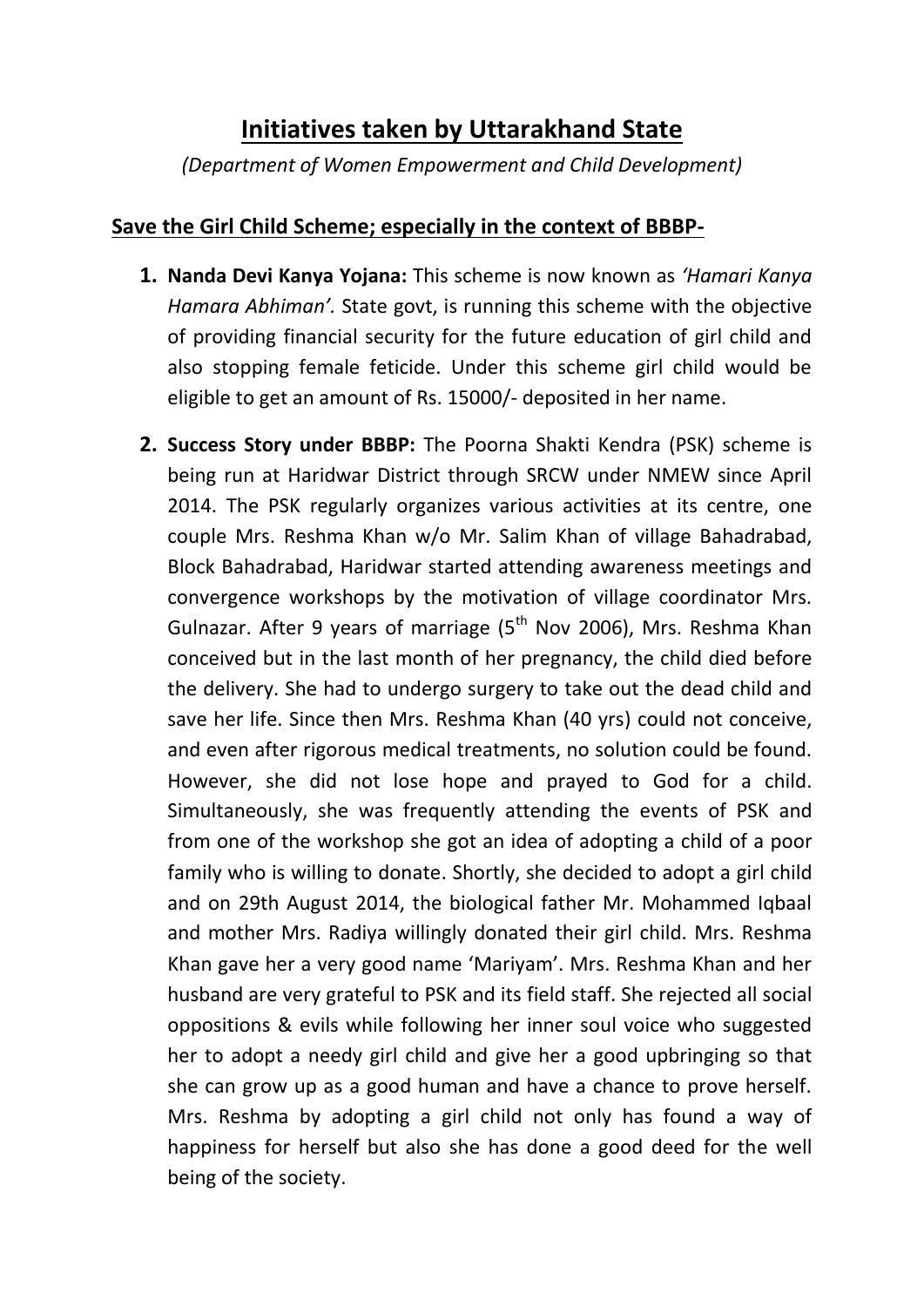# Initiatives taken by Uttarakhand State

*(Department of Women Empowerment and Child Development)*

## Save the Girl Child Scheme; especially in the context of BBBP-

1. **Nanda Devi Kanya Yojana:** This scheme is now known as *'Hamari Kanya Hamara Abhiman'.* State govt, is running this scheme with the objective of providing financial security for the future education of girl child and also stopping female feticide. Under this scheme girl child would be eligible to get an amount of Rs. 15000/- deposited in her name.

2. **Success Story under BBBP:** The Poorna Shakti Kendra (PSK) scheme is being run at Haridwar District through SRCW under NMEW since April 2014. The PSK regularly organizes various activities at its centre, one couple Mrs. Reshma Khan w/o Mr. Salim Khan of village Bahadrabad, Block Bahadrabad, Haridwar started attending awareness meetings and convergence workshops by the motivation of village coordinator Mrs. Gulnazar. After 9 years of marriage (5th Nov 2006), Mrs. Reshma Khan conceived but in the last month of her pregnancy, the child died before the delivery. She had to undergo surgery to take out the dead child and save her life. Since then Mrs. Reshma Khan (40 yrs) could not conceive, and even after rigorous medical treatments, no solution could be found. However, she did not lose hope and prayed to God for a child. Simultaneously, she was frequently attending the events of PSK and from one of the workshop she got an idea of adopting a child of a poor family who is willing to donate. Shortly, she decided to adopt a girl child and on 29th August 2014, the biological father Mr. Mohammed Iqbaal and mother Mrs. Radiya willingly donated their girl child. Mrs. Reshma Khan gave her a very good name 'Mariyam'. Mrs. Reshma Khan and her husband are very grateful to PSK and its field staff. She rejected all social oppositions & evils while following her inner soul voice who suggested her to adopt a needy girl child and give her a good upbringing so that she can grow up as a good human and have a chance to prove herself. Mrs. Reshma by adopting a girl child not only has found a way of happiness for herself but also she has done a good deed for the well being of the society.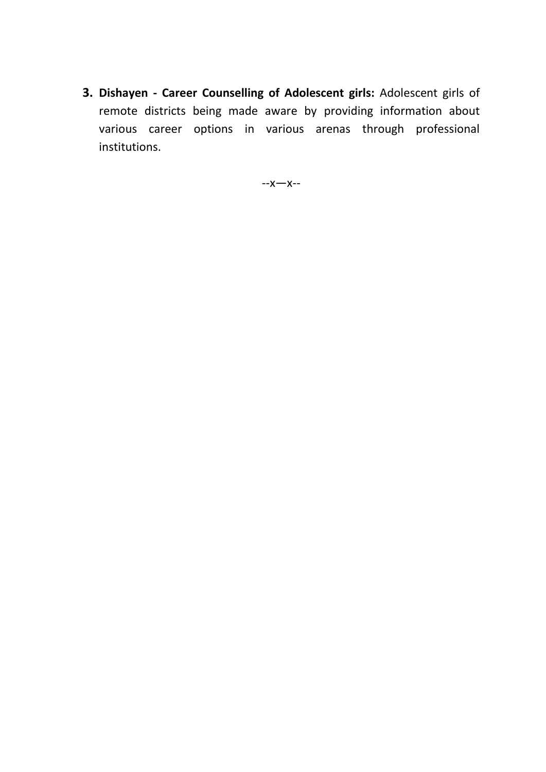3. **Dishayen - Career Counselling of Adolescent girls:** Adolescent girls of remote districts being made aware by providing information about various career options in various arenas through professional institutions.

--x—x--